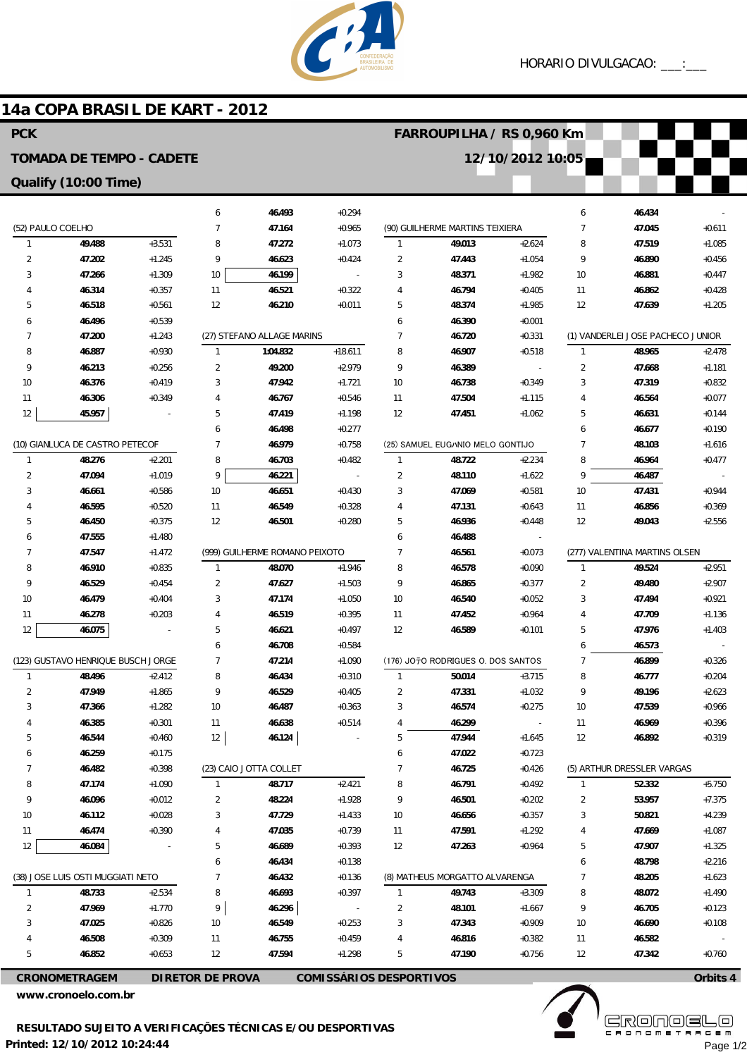HORARIO DIVULGACAO: ___:___

# 14a COPA BRASIL DE KART - 2012

**PCK** — **FARROUPILHA / RS 0,960 Km**

**TOMADA DE TEMPO - CADETE** — **12/10/2012 10:05**

**Qualify (10:00 Time)**

### (52) PAULO COELHO

| Volta | Tempo | Dif. |
|---|---|---|
| 1 | 49.488 | +3.531 |
| 2 | 47.202 | +1.245 |
| 3 | 47.266 | +1.309 |
| 4 | 46.314 | +0.357 |
| 5 | 46.518 | +0.561 |
| 6 | 46.496 | +0.539 |
| 7 | 47.200 | +1.243 |
| 8 | 46.887 | +0.930 |
| 9 | 46.213 | +0.256 |
| 10 | 46.376 | +0.419 |
| 11 | 46.306 | +0.349 |
| 12 | 45.957 | - |

### (10) GIANLUCA DE CASTRO PETECOF

| Volta | Tempo | Dif. |
|---|---|---|
| 1 | 48.276 | +2.201 |
| 2 | 47.094 | +1.019 |
| 3 | 46.661 | +0.586 |
| 4 | 46.595 | +0.520 |
| 5 | 46.450 | +0.375 |
| 6 | 47.555 | +1.480 |
| 7 | 47.547 | +1.472 |
| 8 | 46.910 | +0.835 |
| 9 | 46.529 | +0.454 |
| 10 | 46.479 | +0.404 |
| 11 | 46.278 | +0.203 |
| 12 | 46.075 | - |

### (123) GUSTAVO HENRIQUE BUSCH JORGE

| Volta | Tempo | Dif. |
|---|---|---|
| 1 | 48.496 | +2.412 |
| 2 | 47.949 | +1.865 |
| 3 | 47.366 | +1.282 |
| 4 | 46.385 | +0.301 |
| 5 | 46.544 | +0.460 |
| 6 | 46.259 | +0.175 |
| 7 | 46.482 | +0.398 |
| 8 | 47.174 | +1.090 |
| 9 | 46.096 | +0.012 |
| 10 | 46.112 | +0.028 |
| 11 | 46.474 | +0.390 |
| 12 | 46.084 | - |

### (38) JOSE LUIS OSTI MUGGIATI NETO

| Volta | Tempo | Dif. |
|---|---|---|
| 1 | 48.733 | +2.534 |
| 2 | 47.969 | +1.770 |
| 3 | 47.025 | +0.826 |
| 4 | 46.508 | +0.309 |
| 5 | 46.852 | +0.653 |
| 6 | 46.493 | +0.294 |
| 7 | 47.164 | +0.965 |
| 8 | 47.272 | +1.073 |
| 9 | 46.623 | +0.424 |
| 10 | 46.199 | - |
| 11 | 46.521 | +0.322 |
| 12 | 46.210 | +0.011 |

### (27) STEFANO ALLAGE MARINS

| Volta | Tempo | Dif. |
|---|---|---|
| 1 | 1:04.832 | +18.611 |
| 2 | 49.200 | +2.979 |
| 3 | 47.942 | +1.721 |
| 4 | 46.767 | +0.546 |
| 5 | 47.419 | +1.198 |
| 6 | 46.498 | +0.277 |
| 7 | 46.979 | +0.758 |
| 8 | 46.703 | +0.482 |
| 9 | 46.221 | - |
| 10 | 46.651 | +0.430 |
| 11 | 46.549 | +0.328 |
| 12 | 46.501 | +0.280 |

### (999) GUILHERME ROMANO PEIXOTO

| Volta | Tempo | Dif. |
|---|---|---|
| 1 | 48.070 | +1.946 |
| 2 | 47.627 | +1.503 |
| 3 | 47.174 | +1.050 |
| 4 | 46.519 | +0.395 |
| 5 | 46.621 | +0.497 |
| 6 | 46.708 | +0.584 |
| 7 | 47.214 | +1.090 |
| 8 | 46.434 | +0.310 |
| 9 | 46.529 | +0.405 |
| 10 | 46.487 | +0.363 |
| 11 | 46.638 | +0.514 |
| 12 | 46.124 | - |

### (23) CAIO JOTTA COLLET

| Volta | Tempo | Dif. |
|---|---|---|
| 1 | 48.717 | +2.421 |
| 2 | 48.224 | +1.928 |
| 3 | 47.729 | +1.433 |
| 4 | 47.035 | +0.739 |
| 5 | 46.689 | +0.393 |
| 6 | 46.434 | +0.138 |
| 7 | 46.432 | +0.136 |
| 8 | 46.693 | +0.397 |
| 9 | 46.296 | - |
| 10 | 46.549 | +0.253 |
| 11 | 46.755 | +0.459 |
| 12 | 47.594 | +1.298 |

### (90) GUILHERME MARTINS TEIXIERA

| Volta | Tempo | Dif. |
|---|---|---|
| 1 | 49.013 | +2.624 |
| 2 | 47.443 | +1.054 |
| 3 | 48.371 | +1.982 |
| 4 | 46.794 | +0.405 |
| 5 | 48.374 | +1.985 |
| 6 | 46.390 | +0.001 |
| 7 | 46.720 | +0.331 |
| 8 | 46.907 | +0.518 |
| 9 | 46.389 | - |
| 10 | 46.738 | +0.349 |
| 11 | 47.504 | +1.115 |
| 12 | 47.451 | +1.062 |

### (25) SAMUEL EUGΛNIO MELO GONTIJO

| Volta | Tempo | Dif. |
|---|---|---|
| 1 | 48.722 | +2.234 |
| 2 | 48.110 | +1.622 |
| 3 | 47.069 | +0.581 |
| 4 | 47.131 | +0.643 |
| 5 | 46.936 | +0.448 |
| 6 | 46.488 | - |
| 7 | 46.561 | +0.073 |
| 8 | 46.578 | +0.090 |
| 9 | 46.865 | +0.377 |
| 10 | 46.540 | +0.052 |
| 11 | 47.452 | +0.964 |
| 12 | 46.589 | +0.101 |

### (176) JOΦO RODRIGUES O. DOS SANTOS

| Volta | Tempo | Dif. |
|---|---|---|
| 1 | 50.014 | +3.715 |
| 2 | 47.331 | +1.032 |
| 3 | 46.574 | +0.275 |
| 4 | 46.299 | - |
| 5 | 47.944 | +1.645 |
| 6 | 47.022 | +0.723 |
| 7 | 46.725 | +0.426 |
| 8 | 46.791 | +0.492 |
| 9 | 46.501 | +0.202 |
| 10 | 46.656 | +0.357 |
| 11 | 47.591 | +1.292 |
| 12 | 47.263 | +0.964 |

### (8) MATHEUS MORGATTO ALVARENGA

| Volta | Tempo | Dif. |
|---|---|---|
| 1 | 49.743 | +3.309 |
| 2 | 48.101 | +1.667 |
| 3 | 47.343 | +0.909 |
| 4 | 46.816 | +0.382 |
| 5 | 47.190 | +0.756 |
| 6 | 46.434 | - |
| 7 | 47.045 | +0.611 |
| 8 | 47.519 | +1.085 |
| 9 | 46.890 | +0.456 |
| 10 | 46.881 | +0.447 |
| 11 | 46.862 | +0.428 |
| 12 | 47.639 | +1.205 |

### (1) VANDERLEI JOSE PACHECO JUNIOR

| Volta | Tempo | Dif. |
|---|---|---|
| 1 | 48.965 | +2.478 |
| 2 | 47.668 | +1.181 |
| 3 | 47.319 | +0.832 |
| 4 | 46.564 | +0.077 |
| 5 | 46.631 | +0.144 |
| 6 | 46.677 | +0.190 |
| 7 | 48.103 | +1.616 |
| 8 | 46.964 | +0.477 |
| 9 | 46.487 | - |
| 10 | 47.431 | +0.944 |
| 11 | 46.856 | +0.369 |
| 12 | 49.043 | +2.556 |

### (277) VALENTINA MARTINS OLSEN

| Volta | Tempo | Dif. |
|---|---|---|
| 1 | 49.524 | +2.951 |
| 2 | 49.480 | +2.907 |
| 3 | 47.494 | +0.921 |
| 4 | 47.709 | +1.136 |
| 5 | 47.976 | +1.403 |
| 6 | 46.573 | - |
| 7 | 46.899 | +0.326 |
| 8 | 46.777 | +0.204 |
| 9 | 49.196 | +2.623 |
| 10 | 47.539 | +0.966 |
| 11 | 46.969 | +0.396 |
| 12 | 46.892 | +0.319 |

### (5) ARTHUR DRESSLER VARGAS

| Volta | Tempo | Dif. |
|---|---|---|
| 1 | 52.332 | +5.750 |
| 2 | 53.957 | +7.375 |
| 3 | 50.821 | +4.239 |
| 4 | 47.669 | +1.087 |
| 5 | 47.907 | +1.325 |
| 6 | 48.798 | +2.216 |
| 7 | 48.205 | +1.623 |
| 8 | 48.072 | +1.490 |
| 9 | 46.705 | +0.123 |
| 10 | 46.690 | +0.108 |
| 11 | 46.582 | - |
| 12 | 47.342 | +0.760 |

**CRONOMETRAGEM** | **DIRETOR DE PROVA** | **COMISSÁRIOS DESPORTIVOS** | **Orbits 4**

www.cronoelo.com.br

**RESULTADO SUJEITO A VERIFICAÇÕES TÉCNICAS E/OU DESPORTIVAS**

**Printed: 12/10/2012 10:24:44**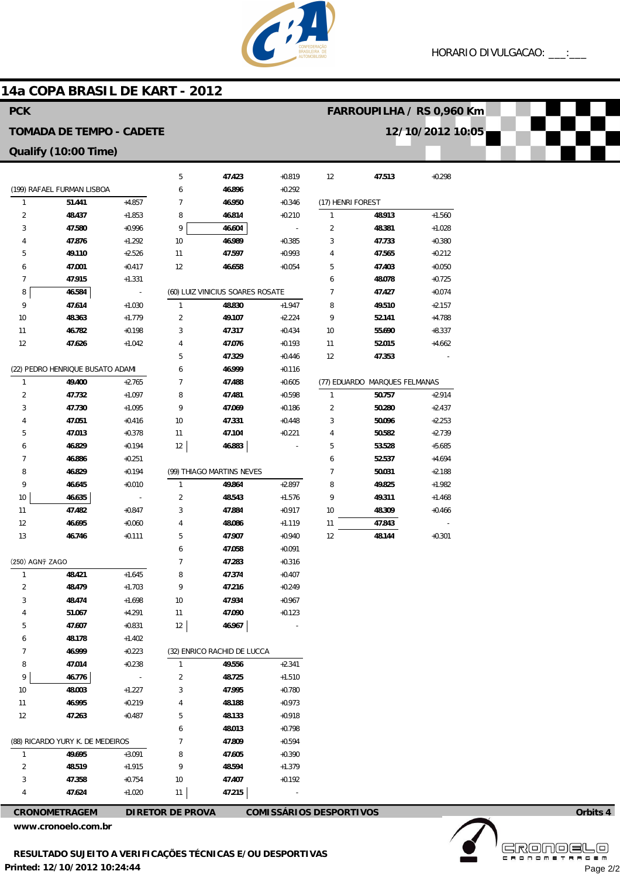# 14a COPA BRASIL DE KART - 2012

**PCK** — **FARROUPILHA / RS 0,960 Km**

**TOMADA DE TEMPO - CADETE** — **12/10/2012 10:05**

**Qualify (10:00 Time)**

HORARIO DIVULGACAO: ___:___

(199) RAFAEL FURMAN LISBOA

| | | |
|---|---|---|
| 1 | 51.441 | +4.857 |
| 2 | 48.437 | +1.853 |
| 3 | 47.580 | +0.996 |
| 4 | 47.876 | +1.292 |
| 5 | 49.110 | +2.526 |
| 6 | 47.001 | +0.417 |
| 7 | 47.915 | +1.331 |
| 8 | 46.584 | - |
| 9 | 47.614 | +1.030 |
| 10 | 48.363 | +1.779 |
| 11 | 46.782 | +0.198 |
| 12 | 47.626 | +1.042 |

(22) PEDRO HENRIQUE BUSATO ADAMI

| | | |
|---|---|---|
| 1 | 49.400 | +2.765 |
| 2 | 47.732 | +1.097 |
| 3 | 47.730 | +1.095 |
| 4 | 47.051 | +0.416 |
| 5 | 47.013 | +0.378 |
| 6 | 46.829 | +0.194 |
| 7 | 46.886 | +0.251 |
| 8 | 46.829 | +0.194 |
| 9 | 46.645 | +0.010 |
| 10 | 46.635 | - |
| 11 | 47.482 | +0.847 |
| 12 | 46.695 | +0.060 |
| 13 | 46.746 | +0.111 |

(250) AGNÝ ZAGO

| | | |
|---|---|---|
| 1 | 48.421 | +1.645 |
| 2 | 48.479 | +1.703 |
| 3 | 48.474 | +1.698 |
| 4 | 51.067 | +4.291 |
| 5 | 47.607 | +0.831 |
| 6 | 48.178 | +1.402 |
| 7 | 46.999 | +0.223 |
| 8 | 47.014 | +0.238 |
| 9 | 46.776 | - |
| 10 | 48.003 | +1.227 |
| 11 | 46.995 | +0.219 |
| 12 | 47.263 | +0.487 |

(88) RICARDO YURY K. DE MEDEIROS

| | | |
|---|---|---|
| 1 | 49.695 | +3.091 |
| 2 | 48.519 | +1.915 |
| 3 | 47.358 | +0.754 |
| 4 | 47.624 | +1.020 |
| 5 | 47.423 | +0.819 |
| 6 | 46.896 | +0.292 |
| 7 | 46.950 | +0.346 |
| 8 | 46.814 | +0.210 |
| 9 | 46.604 | - |
| 10 | 46.989 | +0.385 |
| 11 | 47.597 | +0.993 |
| 12 | 46.658 | +0.054 |

(60) LUIZ VINICIUS SOARES ROSATE

| | | |
|---|---|---|
| 1 | 48.830 | +1.947 |
| 2 | 49.107 | +2.224 |
| 3 | 47.317 | +0.434 |
| 4 | 47.076 | +0.193 |
| 5 | 47.329 | +0.446 |
| 6 | 46.999 | +0.116 |
| 7 | 47.488 | +0.605 |
| 8 | 47.481 | +0.598 |
| 9 | 47.069 | +0.186 |
| 10 | 47.331 | +0.448 |
| 11 | 47.104 | +0.221 |
| 12 | 46.883 | - |

(99) THIAGO MARTINS NEVES

| | | |
|---|---|---|
| 1 | 49.864 | +2.897 |
| 2 | 48.543 | +1.576 |
| 3 | 47.884 | +0.917 |
| 4 | 48.086 | +1.119 |
| 5 | 47.907 | +0.940 |
| 6 | 47.058 | +0.091 |
| 7 | 47.283 | +0.316 |
| 8 | 47.374 | +0.407 |
| 9 | 47.216 | +0.249 |
| 10 | 47.934 | +0.967 |
| 11 | 47.090 | +0.123 |
| 12 | 46.967 | - |

(32) ENRICO RACHID DE LUCCA

| | | |
|---|---|---|
| 1 | 49.556 | +2.341 |
| 2 | 48.725 | +1.510 |
| 3 | 47.995 | +0.780 |
| 4 | 48.188 | +0.973 |
| 5 | 48.133 | +0.918 |
| 6 | 48.013 | +0.798 |
| 7 | 47.809 | +0.594 |
| 8 | 47.605 | +0.390 |
| 9 | 48.594 | +1.379 |
| 10 | 47.407 | +0.192 |
| 11 | 47.215 | - |
| 12 | 47.513 | +0.298 |

(17) HENRI FOREST

| | | |
|---|---|---|
| 1 | 48.913 | +1.560 |
| 2 | 48.381 | +1.028 |
| 3 | 47.733 | +0.380 |
| 4 | 47.565 | +0.212 |
| 5 | 47.403 | +0.050 |
| 6 | 48.078 | +0.725 |
| 7 | 47.427 | +0.074 |
| 8 | 49.510 | +2.157 |
| 9 | 52.141 | +4.788 |
| 10 | 55.690 | +8.337 |
| 11 | 52.015 | +4.662 |
| 12 | 47.353 | - |

(77) EDUARDO MARQUES FELMANAS

| | | |
|---|---|---|
| 1 | 50.757 | +2.914 |
| 2 | 50.280 | +2.437 |
| 3 | 50.096 | +2.253 |
| 4 | 50.582 | +2.739 |
| 5 | 53.528 | +5.685 |
| 6 | 52.537 | +4.694 |
| 7 | 50.031 | +2.188 |
| 8 | 49.825 | +1.982 |
| 9 | 49.311 | +1.468 |
| 10 | 48.309 | +0.466 |
| 11 | 47.843 | - |
| 12 | 48.144 | +0.301 |

**CRONOMETRAGEM** — **DIRETOR DE PROVA** — **COMISSÁRIOS DESPORTIVOS** — **Orbits 4**

www.cronoelo.com.br

**RESULTADO SUJEITO A VERIFICAÇÕES TÉCNICAS E/OU DESPORTIVAS**

**Printed: 12/10/2012 10:24:44**